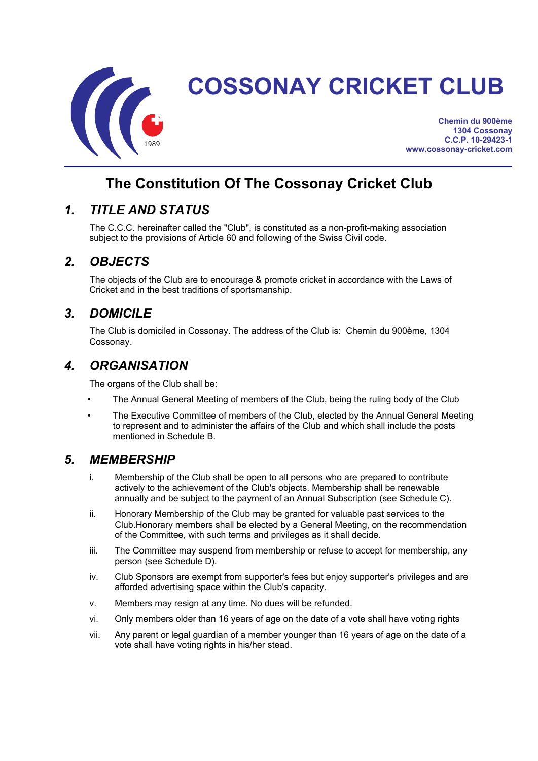# COSSONAY CRICKET CLUB

**Chemin du 900ème**
**1304 Cossonay**
**C.C.P. 10-29423-1**
**www.cossonay-cricket.com**

## The Constitution Of The Cossonay Cricket Club

### *1. TITLE AND STATUS*

The C.C.C. hereinafter called the "Club", is constituted as a non-profit-making association subject to the provisions of Article 60 and following of the Swiss Civil code.

### *2. OBJECTS*

The objects of the Club are to encourage & promote cricket in accordance with the Laws of Cricket and in the best traditions of sportsmanship.

### *3. DOMICILE*

The Club is domiciled in Cossonay. The address of the Club is: Chemin du 900ème, 1304 Cossonay.

### *4. ORGANISATION*

The organs of the Club shall be:

- The Annual General Meeting of members of the Club, being the ruling body of the Club
- The Executive Committee of members of the Club, elected by the Annual General Meeting to represent and to administer the affairs of the Club and which shall include the posts mentioned in Schedule B.

### *5. MEMBERSHIP*

i. Membership of the Club shall be open to all persons who are prepared to contribute actively to the achievement of the Club's objects. Membership shall be renewable annually and be subject to the payment of an Annual Subscription (see Schedule C).

ii. Honorary Membership of the Club may be granted for valuable past services to the Club.Honorary members shall be elected by a General Meeting, on the recommendation of the Committee, with such terms and privileges as it shall decide.

iii. The Committee may suspend from membership or refuse to accept for membership, any person (see Schedule D).

iv. Club Sponsors are exempt from supporter's fees but enjoy supporter's privileges and are afforded advertising space within the Club's capacity.

v. Members may resign at any time. No dues will be refunded.

vi. Only members older than 16 years of age on the date of a vote shall have voting rights

vii. Any parent or legal guardian of a member younger than 16 years of age on the date of a vote shall have voting rights in his/her stead.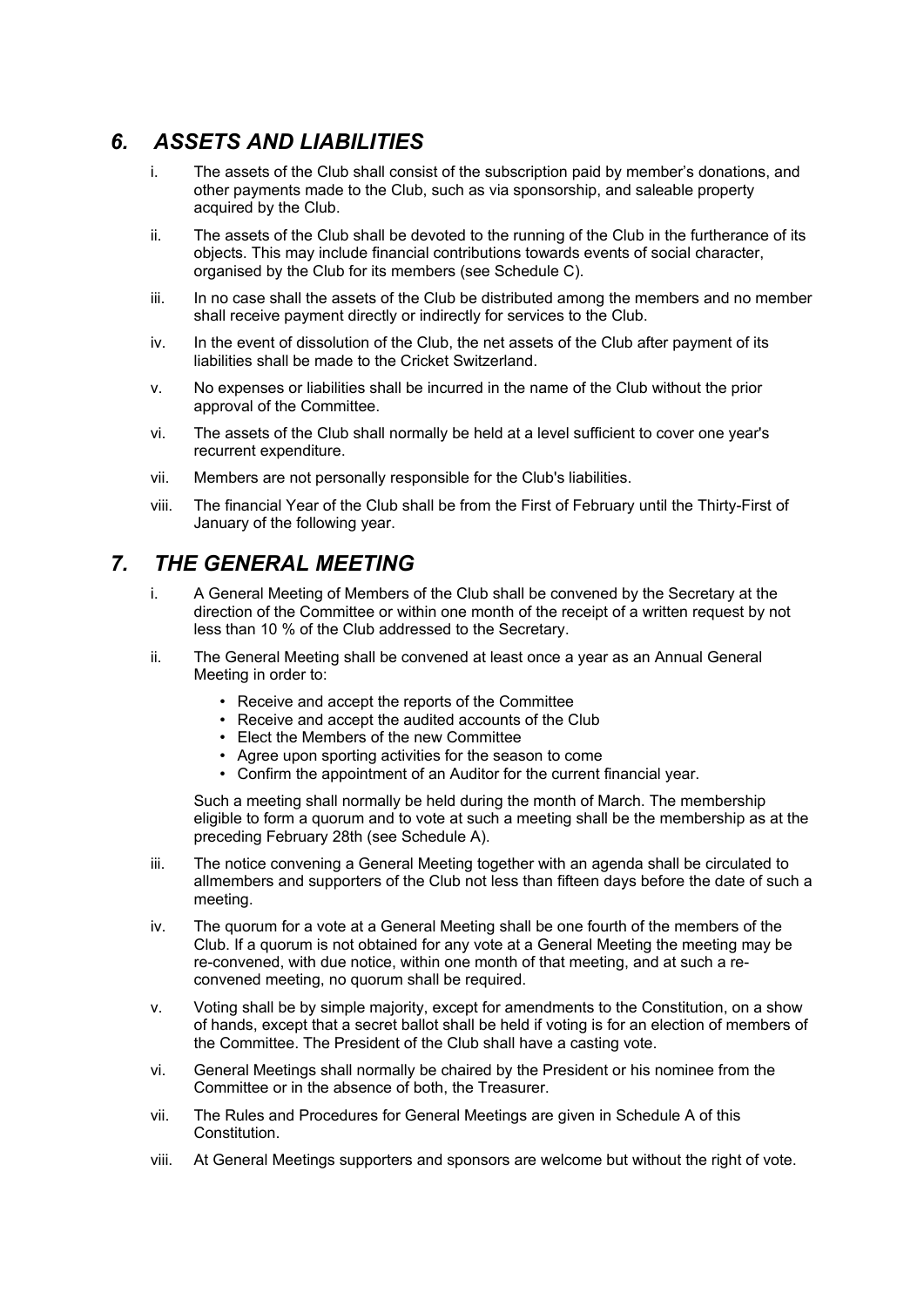## *6. ASSETS AND LIABILITIES*

i. The assets of the Club shall consist of the subscription paid by member's donations, and other payments made to the Club, such as via sponsorship, and saleable property acquired by the Club.

ii. The assets of the Club shall be devoted to the running of the Club in the furtherance of its objects. This may include financial contributions towards events of social character, organised by the Club for its members (see Schedule C).

iii. In no case shall the assets of the Club be distributed among the members and no member shall receive payment directly or indirectly for services to the Club.

iv. In the event of dissolution of the Club, the net assets of the Club after payment of its liabilities shall be made to the Cricket Switzerland.

v. No expenses or liabilities shall be incurred in the name of the Club without the prior approval of the Committee.

vi. The assets of the Club shall normally be held at a level sufficient to cover one year's recurrent expenditure.

vii. Members are not personally responsible for the Club's liabilities.

viii. The financial Year of the Club shall be from the First of February until the Thirty-First of January of the following year.

## *7. THE GENERAL MEETING*

i. A General Meeting of Members of the Club shall be convened by the Secretary at the direction of the Committee or within one month of the receipt of a written request by not less than 10 % of the Club addressed to the Secretary.

ii. The General Meeting shall be convened at least once a year as an Annual General Meeting in order to:

- Receive and accept the reports of the Committee
- Receive and accept the audited accounts of the Club
- Elect the Members of the new Committee
- Agree upon sporting activities for the season to come
- Confirm the appointment of an Auditor for the current financial year.

Such a meeting shall normally be held during the month of March. The membership eligible to form a quorum and to vote at such a meeting shall be the membership as at the preceding February 28th (see Schedule A).

iii. The notice convening a General Meeting together with an agenda shall be circulated to allmembers and supporters of the Club not less than fifteen days before the date of such a meeting.

iv. The quorum for a vote at a General Meeting shall be one fourth of the members of the Club. If a quorum is not obtained for any vote at a General Meeting the meeting may be re-convened, with due notice, within one month of that meeting, and at such a re-convened meeting, no quorum shall be required.

v. Voting shall be by simple majority, except for amendments to the Constitution, on a show of hands, except that a secret ballot shall be held if voting is for an election of members of the Committee. The President of the Club shall have a casting vote.

vi. General Meetings shall normally be chaired by the President or his nominee from the Committee or in the absence of both, the Treasurer.

vii. The Rules and Procedures for General Meetings are given in Schedule A of this Constitution.

viii. At General Meetings supporters and sponsors are welcome but without the right of vote.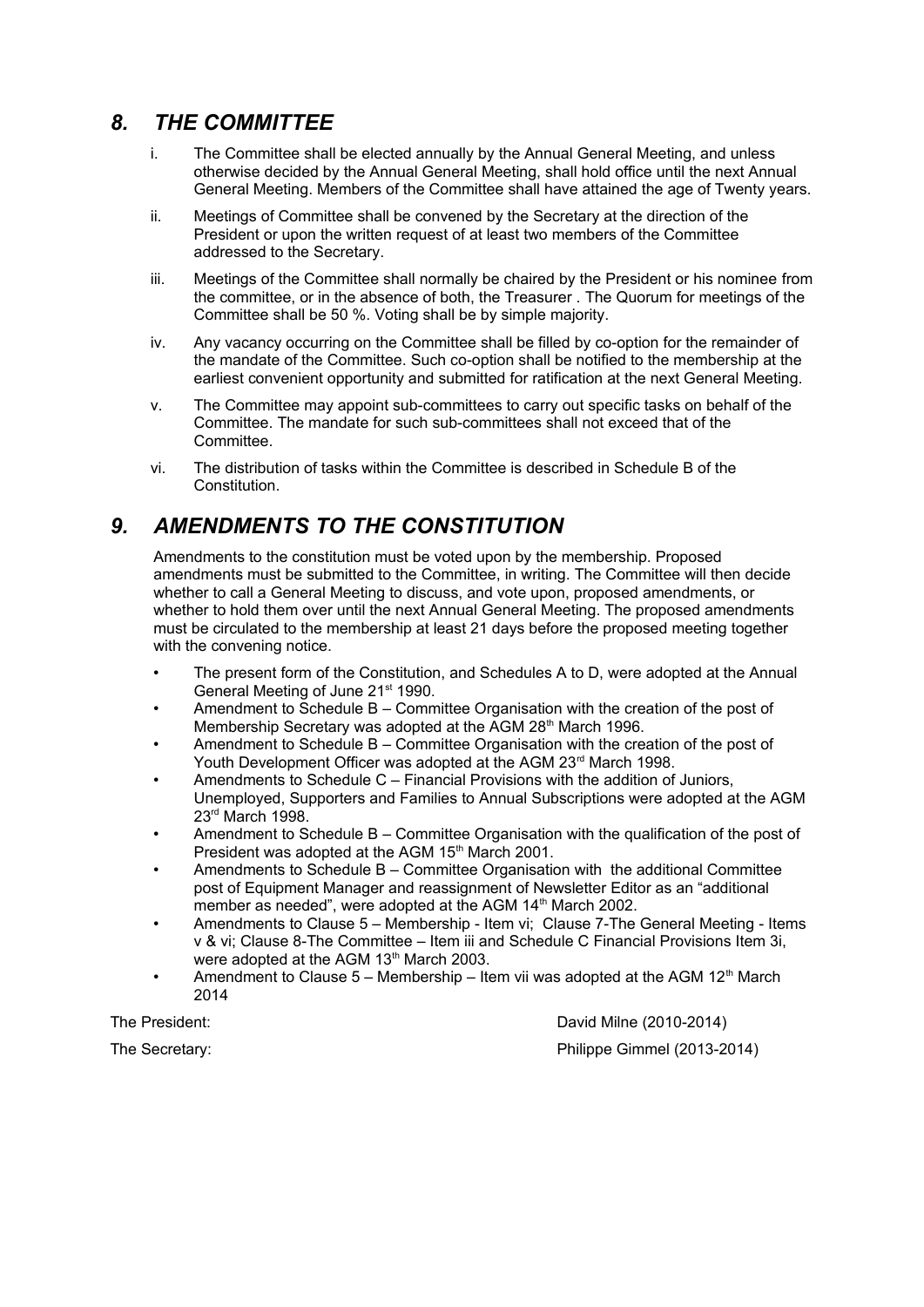## *8. THE COMMITTEE*

i. The Committee shall be elected annually by the Annual General Meeting, and unless otherwise decided by the Annual General Meeting, shall hold office until the next Annual General Meeting. Members of the Committee shall have attained the age of Twenty years.

ii. Meetings of Committee shall be convened by the Secretary at the direction of the President or upon the written request of at least two members of the Committee addressed to the Secretary.

iii. Meetings of the Committee shall normally be chaired by the President or his nominee from the committee, or in the absence of both, the Treasurer . The Quorum for meetings of the Committee shall be 50 %. Voting shall be by simple majority.

iv. Any vacancy occurring on the Committee shall be filled by co-option for the remainder of the mandate of the Committee. Such co-option shall be notified to the membership at the earliest convenient opportunity and submitted for ratification at the next General Meeting.

v. The Committee may appoint sub-committees to carry out specific tasks on behalf of the Committee. The mandate for such sub-committees shall not exceed that of the Committee.

vi. The distribution of tasks within the Committee is described in Schedule B of the Constitution.

## *9. AMENDMENTS TO THE CONSTITUTION*

Amendments to the constitution must be voted upon by the membership. Proposed amendments must be submitted to the Committee, in writing. The Committee will then decide whether to call a General Meeting to discuss, and vote upon, proposed amendments, or whether to hold them over until the next Annual General Meeting. The proposed amendments must be circulated to the membership at least 21 days before the proposed meeting together with the convening notice.

- The present form of the Constitution, and Schedules A to D, were adopted at the Annual General Meeting of June 21st 1990.
- Amendment to Schedule B – Committee Organisation with the creation of the post of Membership Secretary was adopted at the AGM 28th March 1996.
- Amendment to Schedule B – Committee Organisation with the creation of the post of Youth Development Officer was adopted at the AGM 23rd March 1998.
- Amendments to Schedule C – Financial Provisions with the addition of Juniors, Unemployed, Supporters and Families to Annual Subscriptions were adopted at the AGM 23rd March 1998.
- Amendment to Schedule B – Committee Organisation with the qualification of the post of President was adopted at the AGM 15th March 2001.
- Amendments to Schedule B – Committee Organisation with the additional Committee post of Equipment Manager and reassignment of Newsletter Editor as an "additional member as needed", were adopted at the AGM 14th March 2002.
- Amendments to Clause 5 – Membership - Item vi; Clause 7-The General Meeting - Items v & vi; Clause 8-The Committee – Item iii and Schedule C Financial Provisions Item 3i, were adopted at the AGM 13th March 2003.
- Amendment to Clause 5 – Membership – Item vii was adopted at the AGM 12th March 2014

The President: David Milne (2010-2014)

The Secretary: Philippe Gimmel (2013-2014)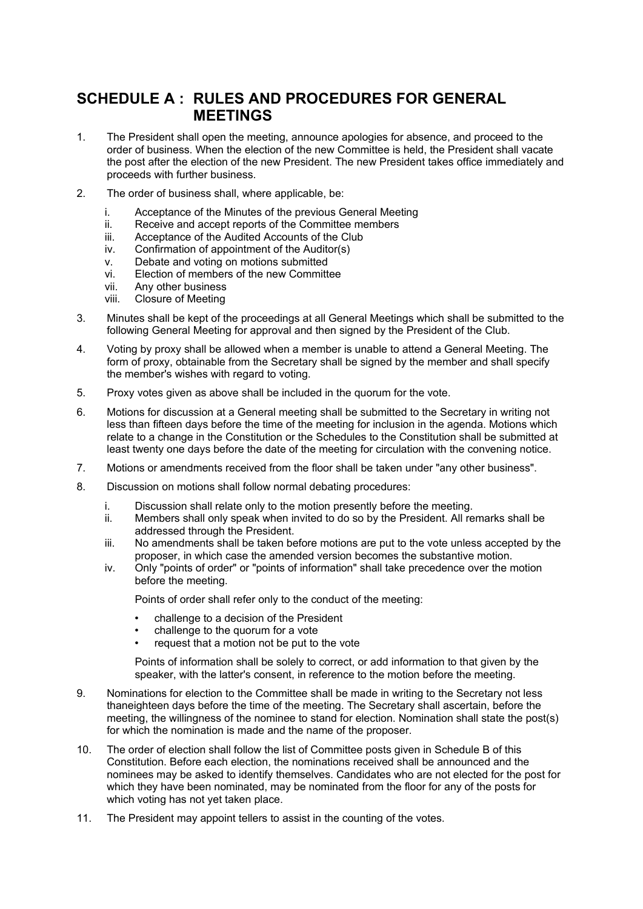## SCHEDULE A : RULES AND PROCEDURES FOR GENERAL MEETINGS

1. The President shall open the meeting, announce apologies for absence, and proceed to the order of business. When the election of the new Committee is held, the President shall vacate the post after the election of the new President. The new President takes office immediately and proceeds with further business.

2. The order of business shall, where applicable, be:

   i. Acceptance of the Minutes of the previous General Meeting
   ii. Receive and accept reports of the Committee members
   iii. Acceptance of the Audited Accounts of the Club
   iv. Confirmation of appointment of the Auditor(s)
   v. Debate and voting on motions submitted
   vi. Election of members of the new Committee
   vii. Any other business
   viii. Closure of Meeting

3. Minutes shall be kept of the proceedings at all General Meetings which shall be submitted to the following General Meeting for approval and then signed by the President of the Club.

4. Voting by proxy shall be allowed when a member is unable to attend a General Meeting. The form of proxy, obtainable from the Secretary shall be signed by the member and shall specify the member's wishes with regard to voting.

5. Proxy votes given as above shall be included in the quorum for the vote.

6. Motions for discussion at a General meeting shall be submitted to the Secretary in writing not less than fifteen days before the time of the meeting for inclusion in the agenda. Motions which relate to a change in the Constitution or the Schedules to the Constitution shall be submitted at least twenty one days before the date of the meeting for circulation with the convening notice.

7. Motions or amendments received from the floor shall be taken under "any other business".

8. Discussion on motions shall follow normal debating procedures:

   i. Discussion shall relate only to the motion presently before the meeting.
   ii. Members shall only speak when invited to do so by the President. All remarks shall be addressed through the President.
   iii. No amendments shall be taken before motions are put to the vote unless accepted by the proposer, in which case the amended version becomes the substantive motion.
   iv. Only "points of order" or "points of information" shall take precedence over the motion before the meeting.

   Points of order shall refer only to the conduct of the meeting:

   - challenge to a decision of the President
   - challenge to the quorum for a vote
   - request that a motion not be put to the vote

   Points of information shall be solely to correct, or add information to that given by the speaker, with the latter's consent, in reference to the motion before the meeting.

9. Nominations for election to the Committee shall be made in writing to the Secretary not less thaneighteen days before the time of the meeting. The Secretary shall ascertain, before the meeting, the willingness of the nominee to stand for election. Nomination shall state the post(s) for which the nomination is made and the name of the proposer.

10. The order of election shall follow the list of Committee posts given in Schedule B of this Constitution. Before each election, the nominations received shall be announced and the nominees may be asked to identify themselves. Candidates who are not elected for the post for which they have been nominated, may be nominated from the floor for any of the posts for which voting has not yet taken place.

11. The President may appoint tellers to assist in the counting of the votes.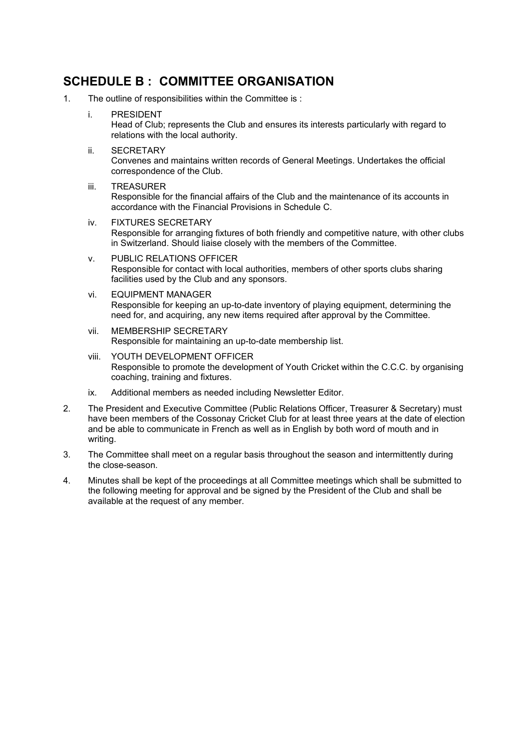## SCHEDULE B : COMMITTEE ORGANISATION

1. The outline of responsibilities within the Committee is :

   i. PRESIDENT
      Head of Club; represents the Club and ensures its interests particularly with regard to relations with the local authority.

   ii. SECRETARY
      Convenes and maintains written records of General Meetings. Undertakes the official correspondence of the Club.

   iii. TREASURER
      Responsible for the financial affairs of the Club and the maintenance of its accounts in accordance with the Financial Provisions in Schedule C.

   iv. FIXTURES SECRETARY
      Responsible for arranging fixtures of both friendly and competitive nature, with other clubs in Switzerland. Should liaise closely with the members of the Committee.

   v. PUBLIC RELATIONS OFFICER
      Responsible for contact with local authorities, members of other sports clubs sharing facilities used by the Club and any sponsors.

   vi. EQUIPMENT MANAGER
      Responsible for keeping an up-to-date inventory of playing equipment, determining the need for, and acquiring, any new items required after approval by the Committee.

   vii. MEMBERSHIP SECRETARY
      Responsible for maintaining an up-to-date membership list.

   viii. YOUTH DEVELOPMENT OFFICER
      Responsible to promote the development of Youth Cricket within the C.C.C. by organising coaching, training and fixtures.

   ix. Additional members as needed including Newsletter Editor.

2. The President and Executive Committee (Public Relations Officer, Treasurer & Secretary) must have been members of the Cossonay Cricket Club for at least three years at the date of election and be able to communicate in French as well as in English by both word of mouth and in writing.

3. The Committee shall meet on a regular basis throughout the season and intermittently during the close-season.

4. Minutes shall be kept of the proceedings at all Committee meetings which shall be submitted to the following meeting for approval and be signed by the President of the Club and shall be available at the request of any member.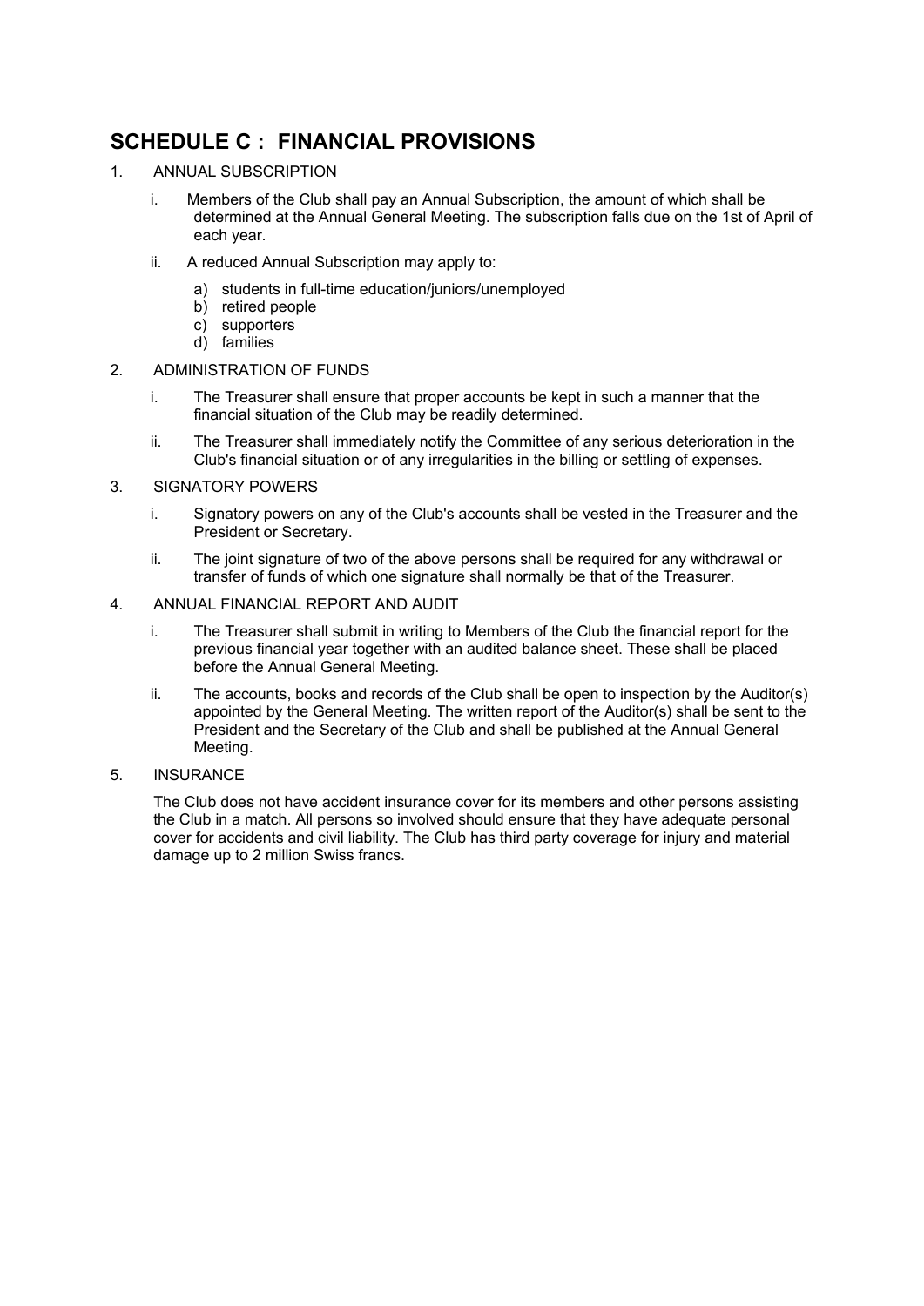## SCHEDULE C : FINANCIAL PROVISIONS

1. ANNUAL SUBSCRIPTION

   i. Members of the Club shall pay an Annual Subscription, the amount of which shall be determined at the Annual General Meeting. The subscription falls due on the 1st of April of each year.

   ii. A reduced Annual Subscription may apply to:

      a) students in full-time education/juniors/unemployed
      b) retired people
      c) supporters
      d) families

2. ADMINISTRATION OF FUNDS

   i. The Treasurer shall ensure that proper accounts be kept in such a manner that the financial situation of the Club may be readily determined.

   ii. The Treasurer shall immediately notify the Committee of any serious deterioration in the Club's financial situation or of any irregularities in the billing or settling of expenses.

3. SIGNATORY POWERS

   i. Signatory powers on any of the Club's accounts shall be vested in the Treasurer and the President or Secretary.

   ii. The joint signature of two of the above persons shall be required for any withdrawal or transfer of funds of which one signature shall normally be that of the Treasurer.

4. ANNUAL FINANCIAL REPORT AND AUDIT

   i. The Treasurer shall submit in writing to Members of the Club the financial report for the previous financial year together with an audited balance sheet. These shall be placed before the Annual General Meeting.

   ii. The accounts, books and records of the Club shall be open to inspection by the Auditor(s) appointed by the General Meeting. The written report of the Auditor(s) shall be sent to the President and the Secretary of the Club and shall be published at the Annual General Meeting.

5. INSURANCE

   The Club does not have accident insurance cover for its members and other persons assisting the Club in a match. All persons so involved should ensure that they have adequate personal cover for accidents and civil liability. The Club has third party coverage for injury and material damage up to 2 million Swiss francs.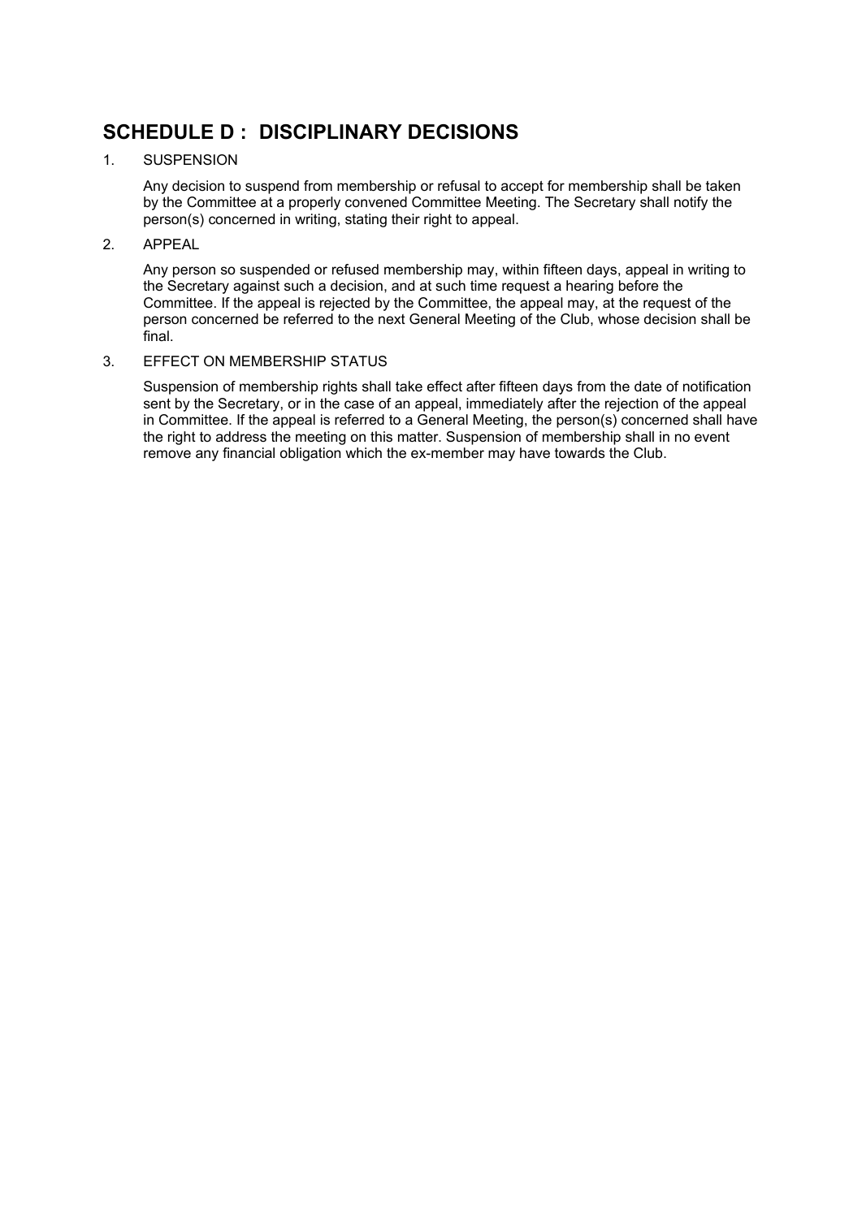## SCHEDULE D : DISCIPLINARY DECISIONS

1. SUSPENSION

   Any decision to suspend from membership or refusal to accept for membership shall be taken by the Committee at a properly convened Committee Meeting. The Secretary shall notify the person(s) concerned in writing, stating their right to appeal.

2. APPEAL

   Any person so suspended or refused membership may, within fifteen days, appeal in writing to the Secretary against such a decision, and at such time request a hearing before the Committee. If the appeal is rejected by the Committee, the appeal may, at the request of the person concerned be referred to the next General Meeting of the Club, whose decision shall be final.

3. EFFECT ON MEMBERSHIP STATUS

   Suspension of membership rights shall take effect after fifteen days from the date of notification sent by the Secretary, or in the case of an appeal, immediately after the rejection of the appeal in Committee. If the appeal is referred to a General Meeting, the person(s) concerned shall have the right to address the meeting on this matter. Suspension of membership shall in no event remove any financial obligation which the ex-member may have towards the Club.